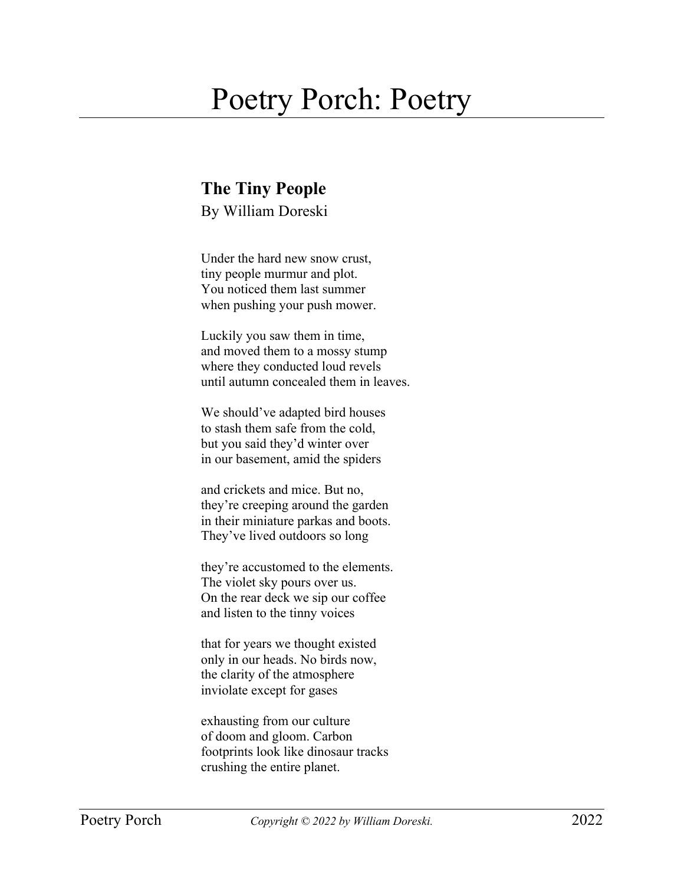# Poetry Porch: Poetry

## The Tiny People

By William Doreski

Under the hard new snow crust,  
tiny people murmur and plot.  
You noticed them last summer  
when pushing your push mower.

Luckily you saw them in time,  
and moved them to a mossy stump  
where they conducted loud revels  
until autumn concealed them in leaves.

We should've adapted bird houses  
to stash them safe from the cold,  
but you said they'd winter over  
in our basement, amid the spiders

and crickets and mice. But no,  
they're creeping around the garden  
in their miniature parkas and boots.  
They've lived outdoors so long

they're accustomed to the elements.  
The violet sky pours over us.  
On the rear deck we sip our coffee  
and listen to the tinny voices

that for years we thought existed  
only in our heads. No birds now,  
the clarity of the atmosphere  
inviolate except for gases

exhausting from our culture  
of doom and gloom. Carbon  
footprints look like dinosaur tracks  
crushing the entire planet.

*Copyright © 2022 by William Doreski.*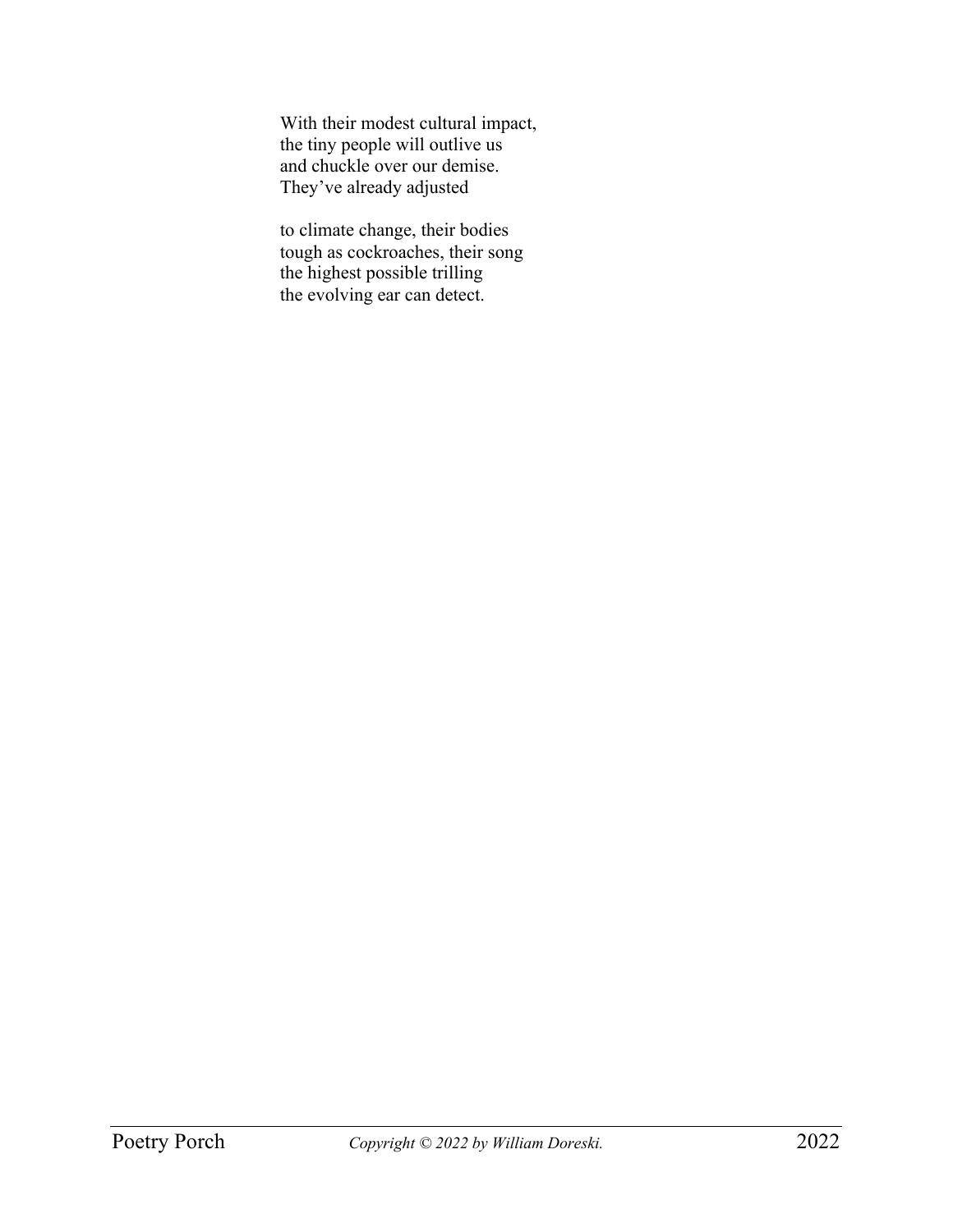With their modest cultural impact,  
the tiny people will outlive us  
and chuckle over our demise.  
They've already adjusted

to climate change, their bodies  
tough as cockroaches, their song  
the highest possible trilling  
the evolving ear can detect.

*Copyright © 2022 by William Doreski.*